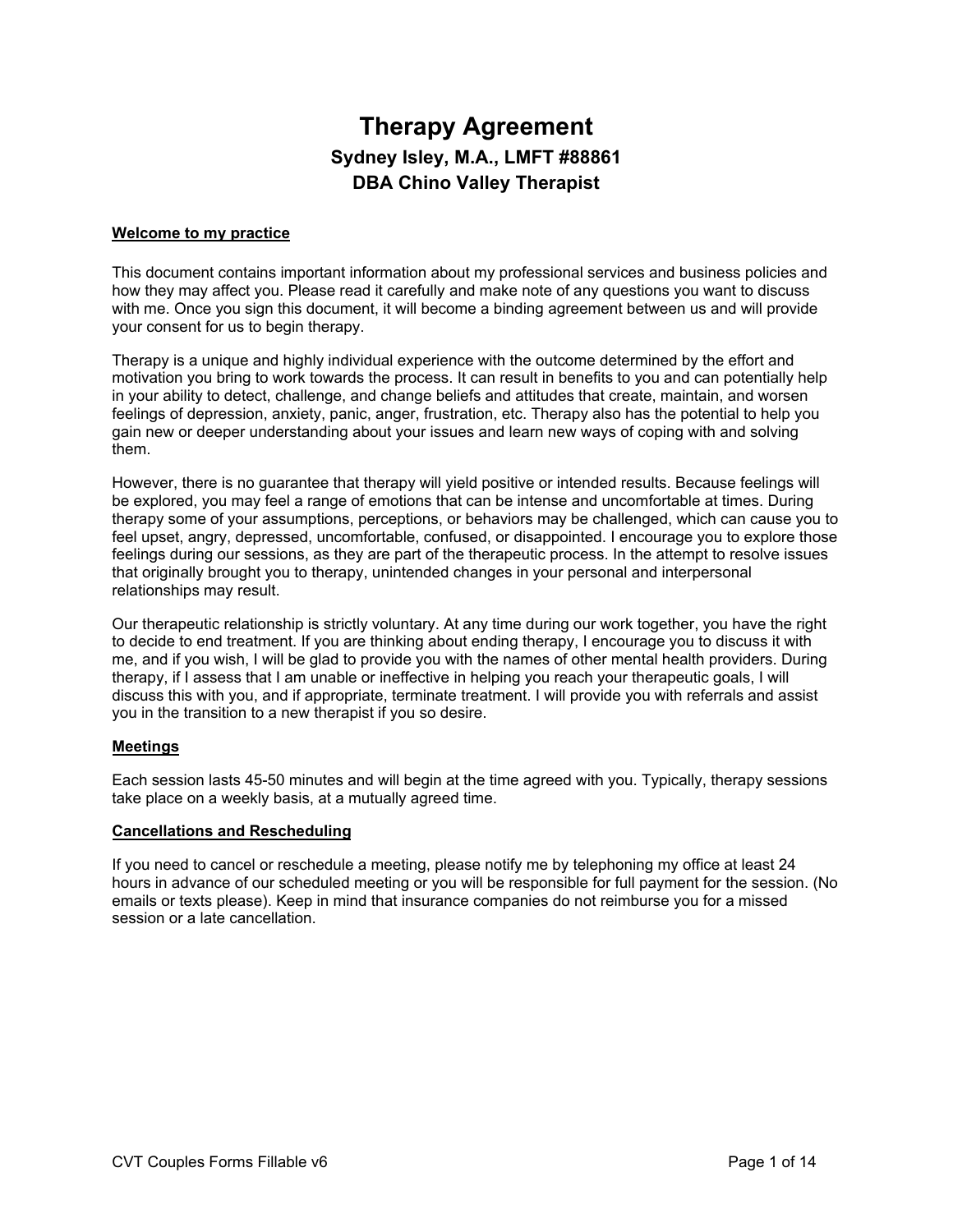# Therapy Agreement

## Sydney Isley, M.A., LMFT #88861

## DBA Chino Valley Therapist

**Welcome to my practice**

This document contains important information about my professional services and business policies and how they may affect you. Please read it carefully and make note of any questions you want to discuss with me. Once you sign this document, it will become a binding agreement between us and will provide your consent for us to begin therapy.

Therapy is a unique and highly individual experience with the outcome determined by the effort and motivation you bring to work towards the process. It can result in benefits to you and can potentially help in your ability to detect, challenge, and change beliefs and attitudes that create, maintain, and worsen feelings of depression, anxiety, panic, anger, frustration, etc. Therapy also has the potential to help you gain new or deeper understanding about your issues and learn new ways of coping with and solving them.

However, there is no guarantee that therapy will yield positive or intended results. Because feelings will be explored, you may feel a range of emotions that can be intense and uncomfortable at times. During therapy some of your assumptions, perceptions, or behaviors may be challenged, which can cause you to feel upset, angry, depressed, uncomfortable, confused, or disappointed. I encourage you to explore those feelings during our sessions, as they are part of the therapeutic process. In the attempt to resolve issues that originally brought you to therapy, unintended changes in your personal and interpersonal relationships may result.

Our therapeutic relationship is strictly voluntary. At any time during our work together, you have the right to decide to end treatment. If you are thinking about ending therapy, I encourage you to discuss it with me, and if you wish, I will be glad to provide you with the names of other mental health providers. During therapy, if I assess that I am unable or ineffective in helping you reach your therapeutic goals, I will discuss this with you, and if appropriate, terminate treatment. I will provide you with referrals and assist you in the transition to a new therapist if you so desire.

**Meetings**

Each session lasts 45-50 minutes and will begin at the time agreed with you. Typically, therapy sessions take place on a weekly basis, at a mutually agreed time.

**Cancellations and Rescheduling**

If you need to cancel or reschedule a meeting, please notify me by telephoning my office at least 24 hours in advance of our scheduled meeting or you will be responsible for full payment for the session. (No emails or texts please). Keep in mind that insurance companies do not reimburse you for a missed session or a late cancellation.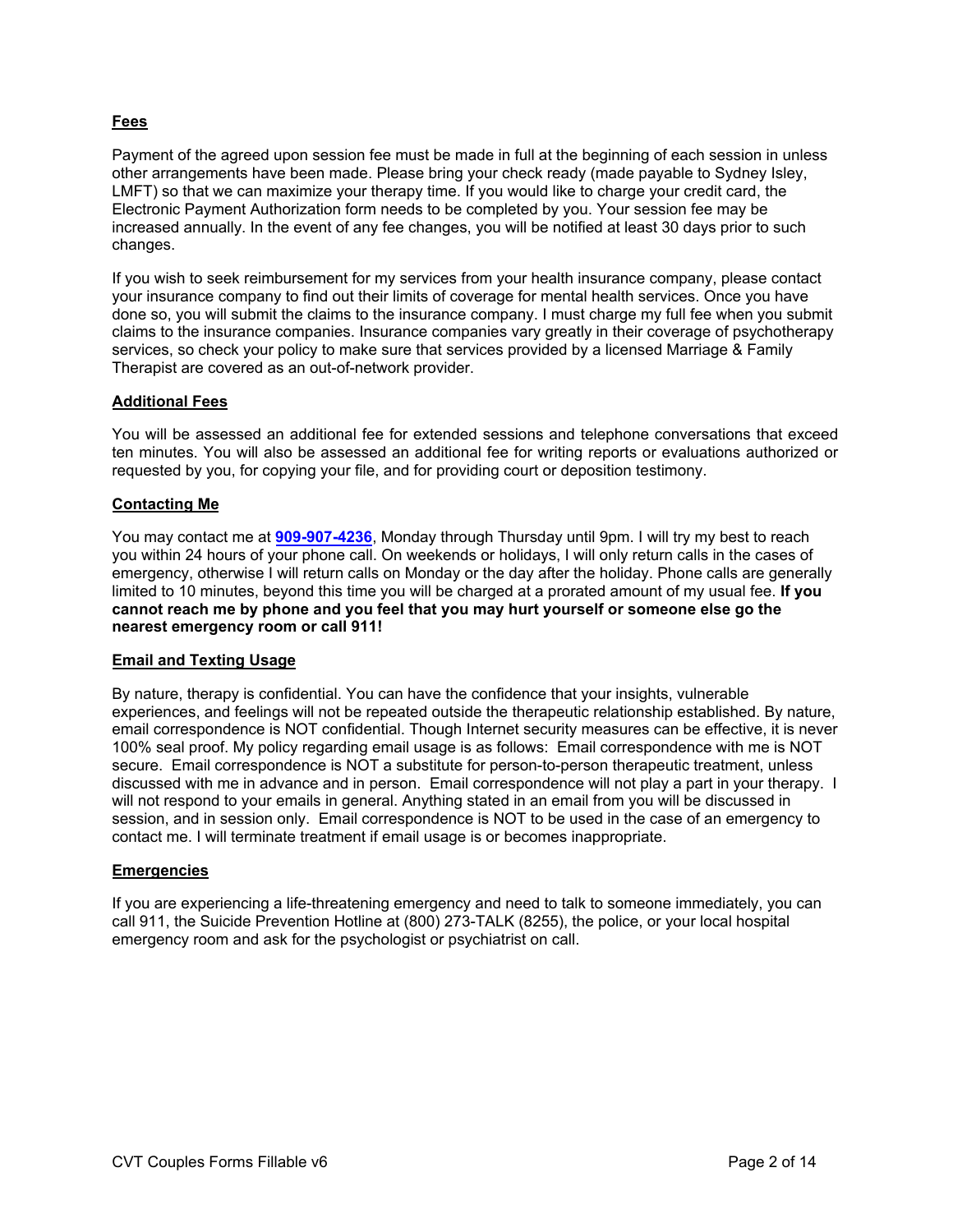## Fees

Payment of the agreed upon session fee must be made in full at the beginning of each session in unless other arrangements have been made. Please bring your check ready (made payable to Sydney Isley, LMFT) so that we can maximize your therapy time. If you would like to charge your credit card, the Electronic Payment Authorization form needs to be completed by you. Your session fee may be increased annually. In the event of any fee changes, you will be notified at least 30 days prior to such changes.

If you wish to seek reimbursement for my services from your health insurance company, please contact your insurance company to find out their limits of coverage for mental health services. Once you have done so, you will submit the claims to the insurance company. I must charge my full fee when you submit claims to the insurance companies. Insurance companies vary greatly in their coverage of psychotherapy services, so check your policy to make sure that services provided by a licensed Marriage & Family Therapist are covered as an out-of-network provider.

## Additional Fees

You will be assessed an additional fee for extended sessions and telephone conversations that exceed ten minutes. You will also be assessed an additional fee for writing reports or evaluations authorized or requested by you, for copying your file, and for providing court or deposition testimony.

## Contacting Me

You may contact me at **909-907-4236**, Monday through Thursday until 9pm. I will try my best to reach you within 24 hours of your phone call. On weekends or holidays, I will only return calls in the cases of emergency, otherwise I will return calls on Monday or the day after the holiday. Phone calls are generally limited to 10 minutes, beyond this time you will be charged at a prorated amount of my usual fee. **If you cannot reach me by phone and you feel that you may hurt yourself or someone else go the nearest emergency room or call 911!**

## Email and Texting Usage

By nature, therapy is confidential. You can have the confidence that your insights, vulnerable experiences, and feelings will not be repeated outside the therapeutic relationship established. By nature, email correspondence is NOT confidential. Though Internet security measures can be effective, it is never 100% seal proof. My policy regarding email usage is as follows: Email correspondence with me is NOT secure. Email correspondence is NOT a substitute for person-to-person therapeutic treatment, unless discussed with me in advance and in person. Email correspondence will not play a part in your therapy. I will not respond to your emails in general. Anything stated in an email from you will be discussed in session, and in session only. Email correspondence is NOT to be used in the case of an emergency to contact me. I will terminate treatment if email usage is or becomes inappropriate.

## Emergencies

If you are experiencing a life-threatening emergency and need to talk to someone immediately, you can call 911, the Suicide Prevention Hotline at (800) 273-TALK (8255), the police, or your local hospital emergency room and ask for the psychologist or psychiatrist on call.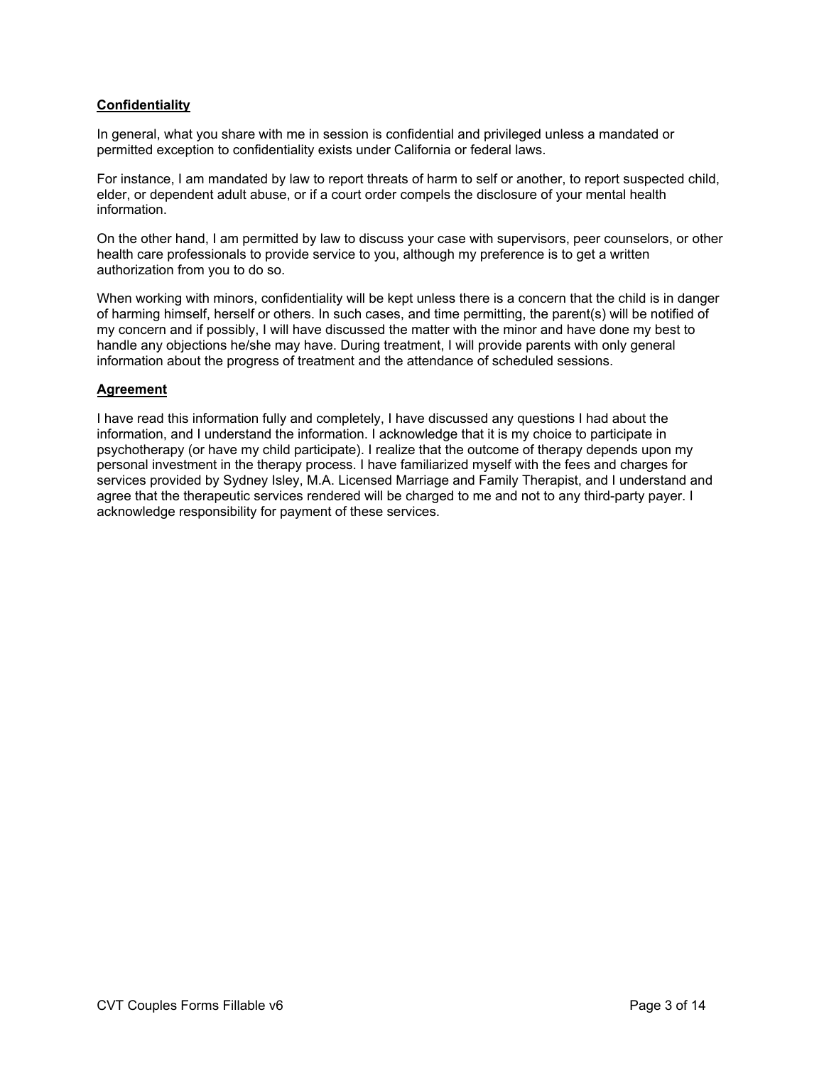**Confidentiality**

In general, what you share with me in session is confidential and privileged unless a mandated or permitted exception to confidentiality exists under California or federal laws.

For instance, I am mandated by law to report threats of harm to self or another, to report suspected child, elder, or dependent adult abuse, or if a court order compels the disclosure of your mental health information.

On the other hand, I am permitted by law to discuss your case with supervisors, peer counselors, or other health care professionals to provide service to you, although my preference is to get a written authorization from you to do so.

When working with minors, confidentiality will be kept unless there is a concern that the child is in danger of harming himself, herself or others. In such cases, and time permitting, the parent(s) will be notified of my concern and if possibly, I will have discussed the matter with the minor and have done my best to handle any objections he/she may have. During treatment, I will provide parents with only general information about the progress of treatment and the attendance of scheduled sessions.

**Agreement**

I have read this information fully and completely, I have discussed any questions I had about the information, and I understand the information. I acknowledge that it is my choice to participate in psychotherapy (or have my child participate). I realize that the outcome of therapy depends upon my personal investment in the therapy process. I have familiarized myself with the fees and charges for services provided by Sydney Isley, M.A. Licensed Marriage and Family Therapist, and I understand and agree that the therapeutic services rendered will be charged to me and not to any third-party payer. I acknowledge responsibility for payment of these services.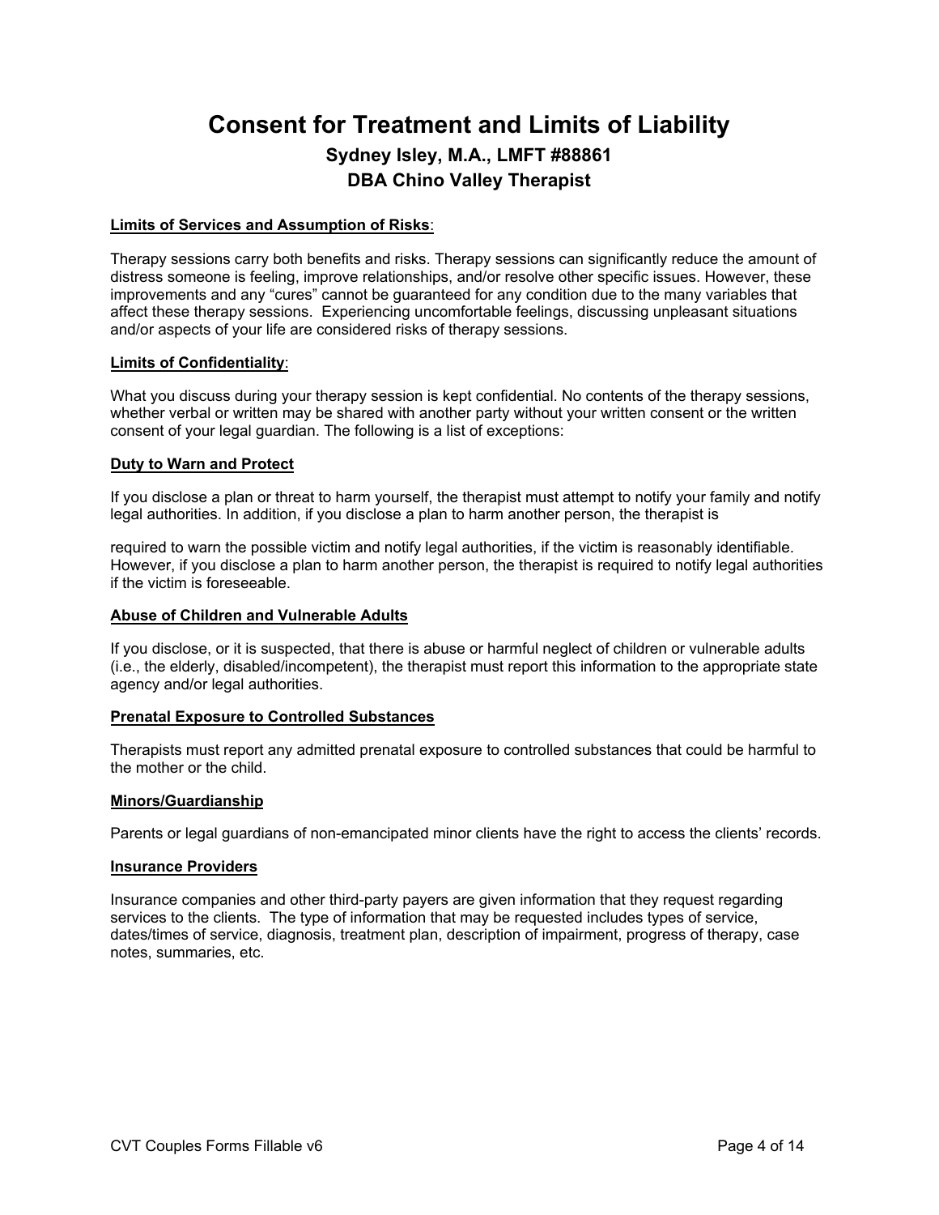# Consent for Treatment and Limits of Liability

## Sydney Isley, M.A., LMFT #88861
## DBA Chino Valley Therapist

**Limits of Services and Assumption of Risks**:

Therapy sessions carry both benefits and risks. Therapy sessions can significantly reduce the amount of distress someone is feeling, improve relationships, and/or resolve other specific issues. However, these improvements and any "cures" cannot be guaranteed for any condition due to the many variables that affect these therapy sessions. Experiencing uncomfortable feelings, discussing unpleasant situations and/or aspects of your life are considered risks of therapy sessions.

**Limits of Confidentiality**:

What you discuss during your therapy session is kept confidential. No contents of the therapy sessions, whether verbal or written may be shared with another party without your written consent or the written consent of your legal guardian. The following is a list of exceptions:

**Duty to Warn and Protect**

If you disclose a plan or threat to harm yourself, the therapist must attempt to notify your family and notify legal authorities. In addition, if you disclose a plan to harm another person, the therapist is required to warn the possible victim and notify legal authorities, if the victim is reasonably identifiable. However, if you disclose a plan to harm another person, the therapist is required to notify legal authorities if the victim is foreseeable.

**Abuse of Children and Vulnerable Adults**

If you disclose, or it is suspected, that there is abuse or harmful neglect of children or vulnerable adults (i.e., the elderly, disabled/incompetent), the therapist must report this information to the appropriate state agency and/or legal authorities.

**Prenatal Exposure to Controlled Substances**

Therapists must report any admitted prenatal exposure to controlled substances that could be harmful to the mother or the child.

**Minors/Guardianship**

Parents or legal guardians of non-emancipated minor clients have the right to access the clients' records.

**Insurance Providers**

Insurance companies and other third-party payers are given information that they request regarding services to the clients. The type of information that may be requested includes types of service, dates/times of service, diagnosis, treatment plan, description of impairment, progress of therapy, case notes, summaries, etc.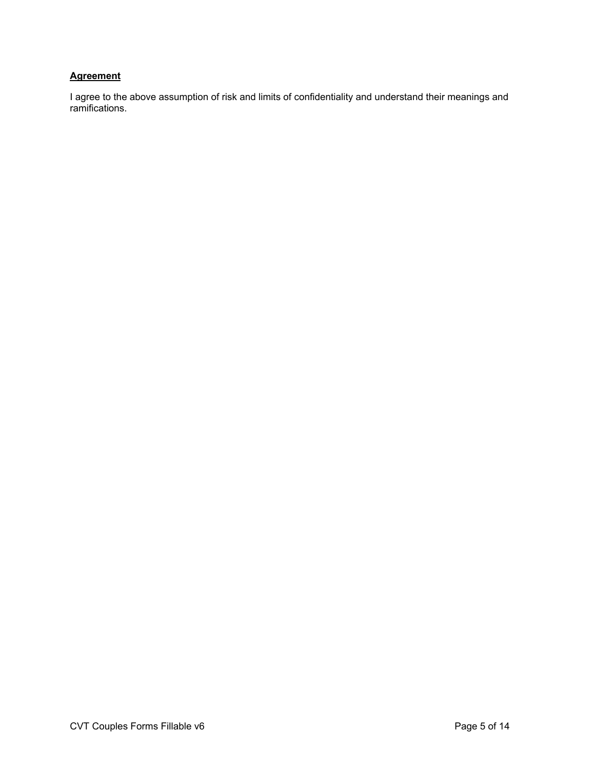**Agreement**

I agree to the above assumption of risk and limits of confidentiality and understand their meanings and ramifications.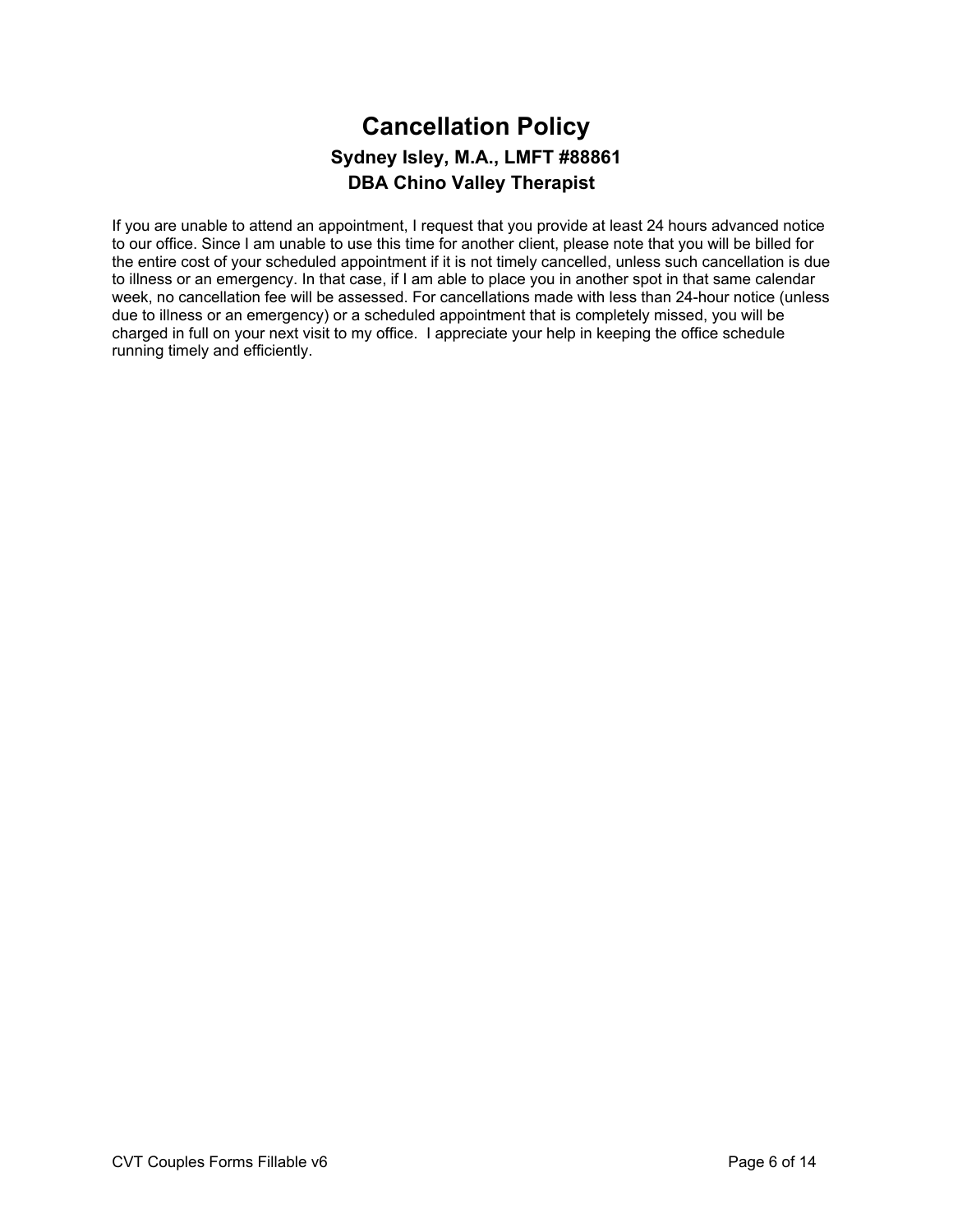# Cancellation Policy

### Sydney Isley, M.A., LMFT #88861
### DBA Chino Valley Therapist

If you are unable to attend an appointment, I request that you provide at least 24 hours advanced notice to our office. Since I am unable to use this time for another client, please note that you will be billed for the entire cost of your scheduled appointment if it is not timely cancelled, unless such cancellation is due to illness or an emergency. In that case, if I am able to place you in another spot in that same calendar week, no cancellation fee will be assessed. For cancellations made with less than 24-hour notice (unless due to illness or an emergency) or a scheduled appointment that is completely missed, you will be charged in full on your next visit to my office. I appreciate your help in keeping the office schedule running timely and efficiently.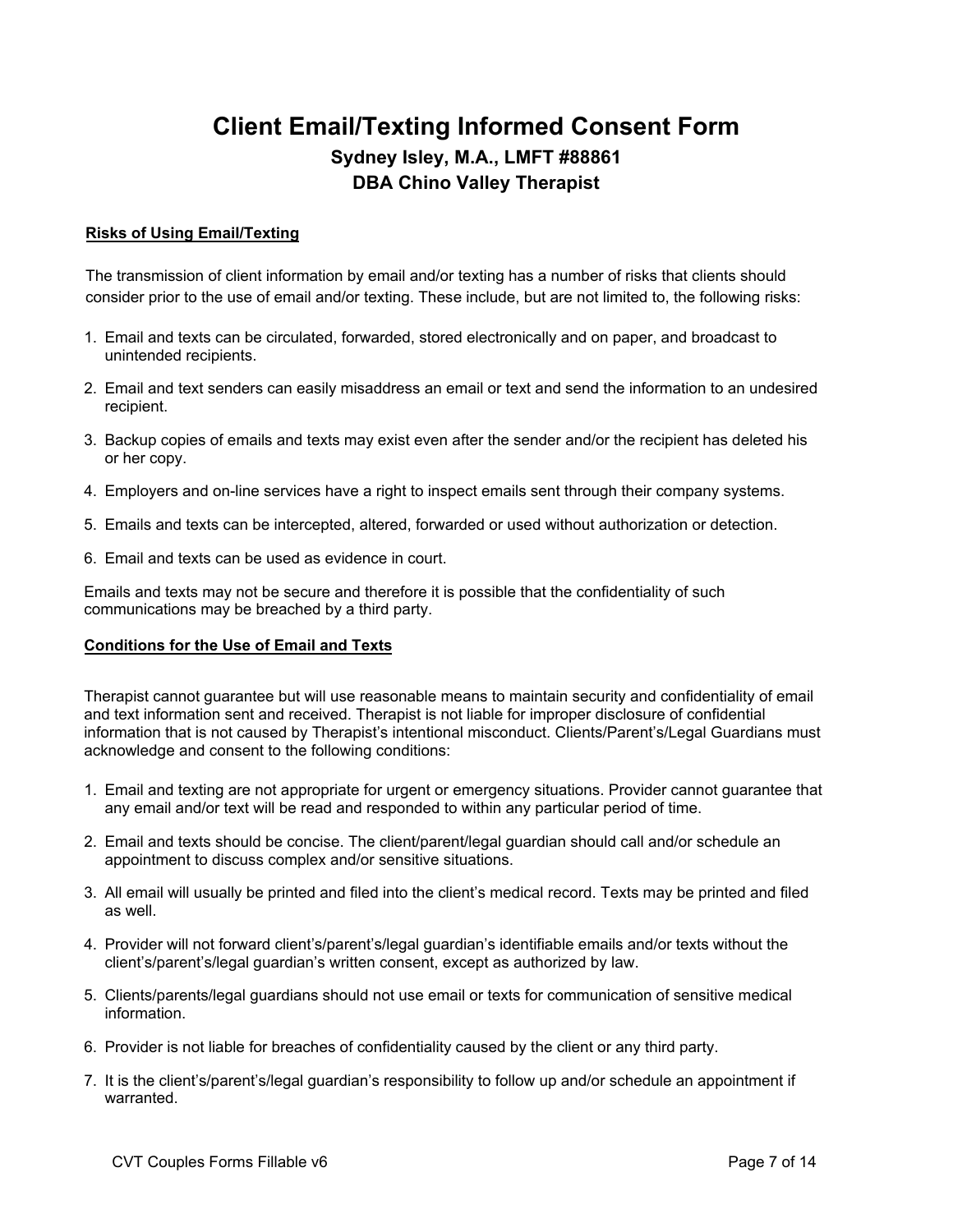# Client Email/Texting Informed Consent Form

## Sydney Isley, M.A., LMFT #88861

## DBA Chino Valley Therapist

**<u>Risks of Using Email/Texting</u>**

The transmission of client information by email and/or texting has a number of risks that clients should consider prior to the use of email and/or texting. These include, but are not limited to, the following risks:

1. Email and texts can be circulated, forwarded, stored electronically and on paper, and broadcast to unintended recipients.
2. Email and text senders can easily misaddress an email or text and send the information to an undesired recipient.
3. Backup copies of emails and texts may exist even after the sender and/or the recipient has deleted his or her copy.
4. Employers and on-line services have a right to inspect emails sent through their company systems.
5. Emails and texts can be intercepted, altered, forwarded or used without authorization or detection.
6. Email and texts can be used as evidence in court.

Emails and texts may not be secure and therefore it is possible that the confidentiality of such communications may be breached by a third party.

**<u>Conditions for the Use of Email and Texts</u>**

Therapist cannot guarantee but will use reasonable means to maintain security and confidentiality of email and text information sent and received. Therapist is not liable for improper disclosure of confidential information that is not caused by Therapist's intentional misconduct. Clients/Parent's/Legal Guardians must acknowledge and consent to the following conditions:

1. Email and texting are not appropriate for urgent or emergency situations. Provider cannot guarantee that any email and/or text will be read and responded to within any particular period of time.
2. Email and texts should be concise. The client/parent/legal guardian should call and/or schedule an appointment to discuss complex and/or sensitive situations.
3. All email will usually be printed and filed into the client's medical record. Texts may be printed and filed as well.
4. Provider will not forward client's/parent's/legal guardian's identifiable emails and/or texts without the client's/parent's/legal guardian's written consent, except as authorized by law.
5. Clients/parents/legal guardians should not use email or texts for communication of sensitive medical information.
6. Provider is not liable for breaches of confidentiality caused by the client or any third party.
7. It is the client's/parent's/legal guardian's responsibility to follow up and/or schedule an appointment if warranted.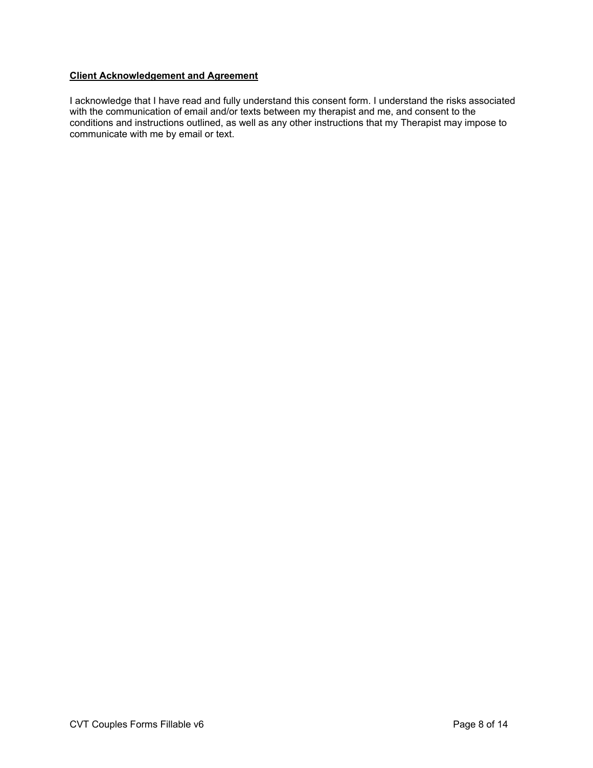**Client Acknowledgement and Agreement**

I acknowledge that I have read and fully understand this consent form. I understand the risks associated with the communication of email and/or texts between my therapist and me, and consent to the conditions and instructions outlined, as well as any other instructions that my Therapist may impose to communicate with me by email or text.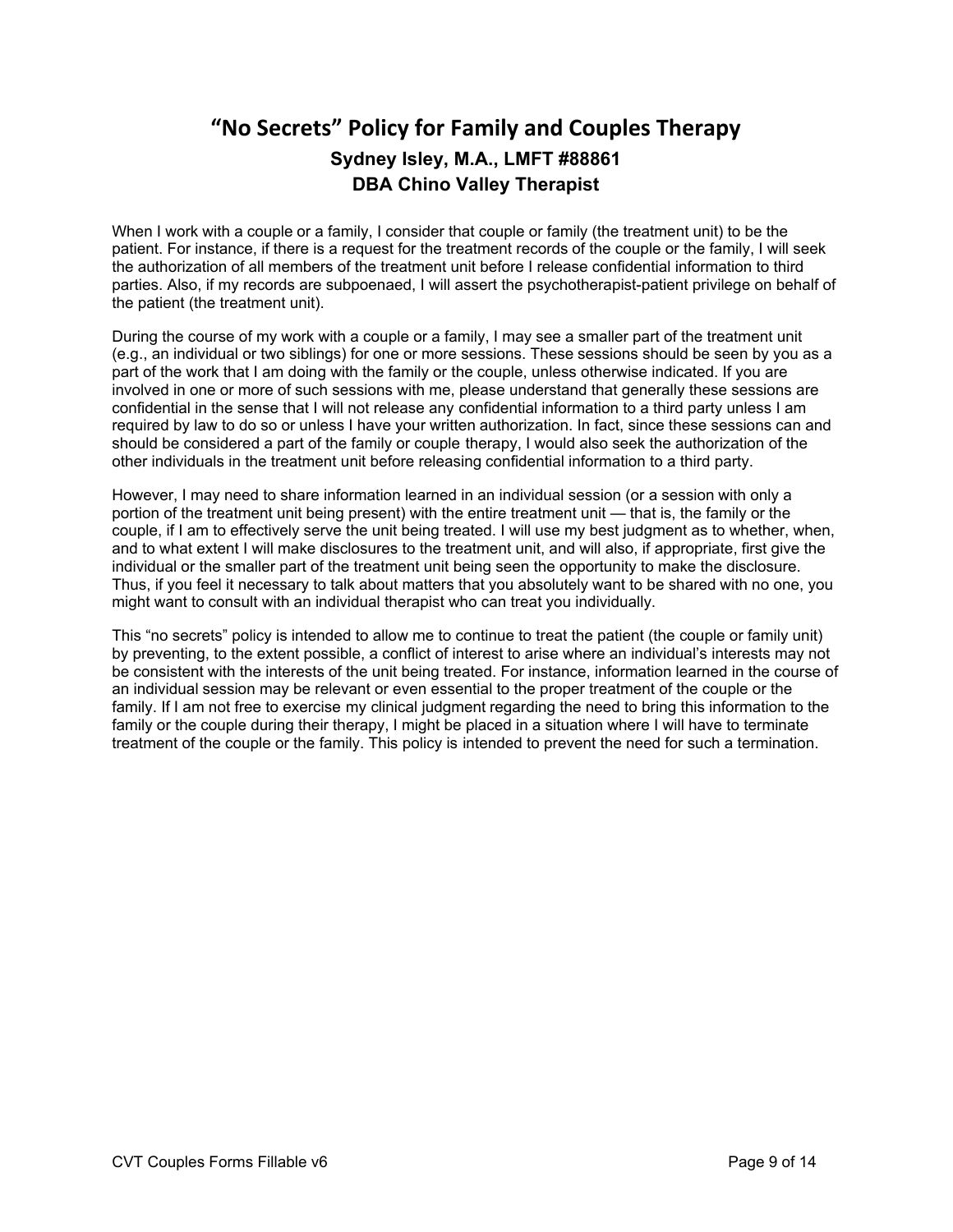# "No Secrets" Policy for Family and Couples Therapy

## Sydney Isley, M.A., LMFT #88861
## DBA Chino Valley Therapist

When I work with a couple or a family, I consider that couple or family (the treatment unit) to be the patient. For instance, if there is a request for the treatment records of the couple or the family, I will seek the authorization of all members of the treatment unit before I release confidential information to third parties. Also, if my records are subpoenaed, I will assert the psychotherapist-patient privilege on behalf of the patient (the treatment unit).

During the course of my work with a couple or a family, I may see a smaller part of the treatment unit (e.g., an individual or two siblings) for one or more sessions. These sessions should be seen by you as a part of the work that I am doing with the family or the couple, unless otherwise indicated. If you are involved in one or more of such sessions with me, please understand that generally these sessions are confidential in the sense that I will not release any confidential information to a third party unless I am required by law to do so or unless I have your written authorization. In fact, since these sessions can and should be considered a part of the family or couple therapy, I would also seek the authorization of the other individuals in the treatment unit before releasing confidential information to a third party.

However, I may need to share information learned in an individual session (or a session with only a portion of the treatment unit being present) with the entire treatment unit — that is, the family or the couple, if I am to effectively serve the unit being treated. I will use my best judgment as to whether, when, and to what extent I will make disclosures to the treatment unit, and will also, if appropriate, first give the individual or the smaller part of the treatment unit being seen the opportunity to make the disclosure. Thus, if you feel it necessary to talk about matters that you absolutely want to be shared with no one, you might want to consult with an individual therapist who can treat you individually.

This "no secrets" policy is intended to allow me to continue to treat the patient (the couple or family unit) by preventing, to the extent possible, a conflict of interest to arise where an individual's interests may not be consistent with the interests of the unit being treated. For instance, information learned in the course of an individual session may be relevant or even essential to the proper treatment of the couple or the family. If I am not free to exercise my clinical judgment regarding the need to bring this information to the family or the couple during their therapy, I might be placed in a situation where I will have to terminate treatment of the couple or the family. This policy is intended to prevent the need for such a termination.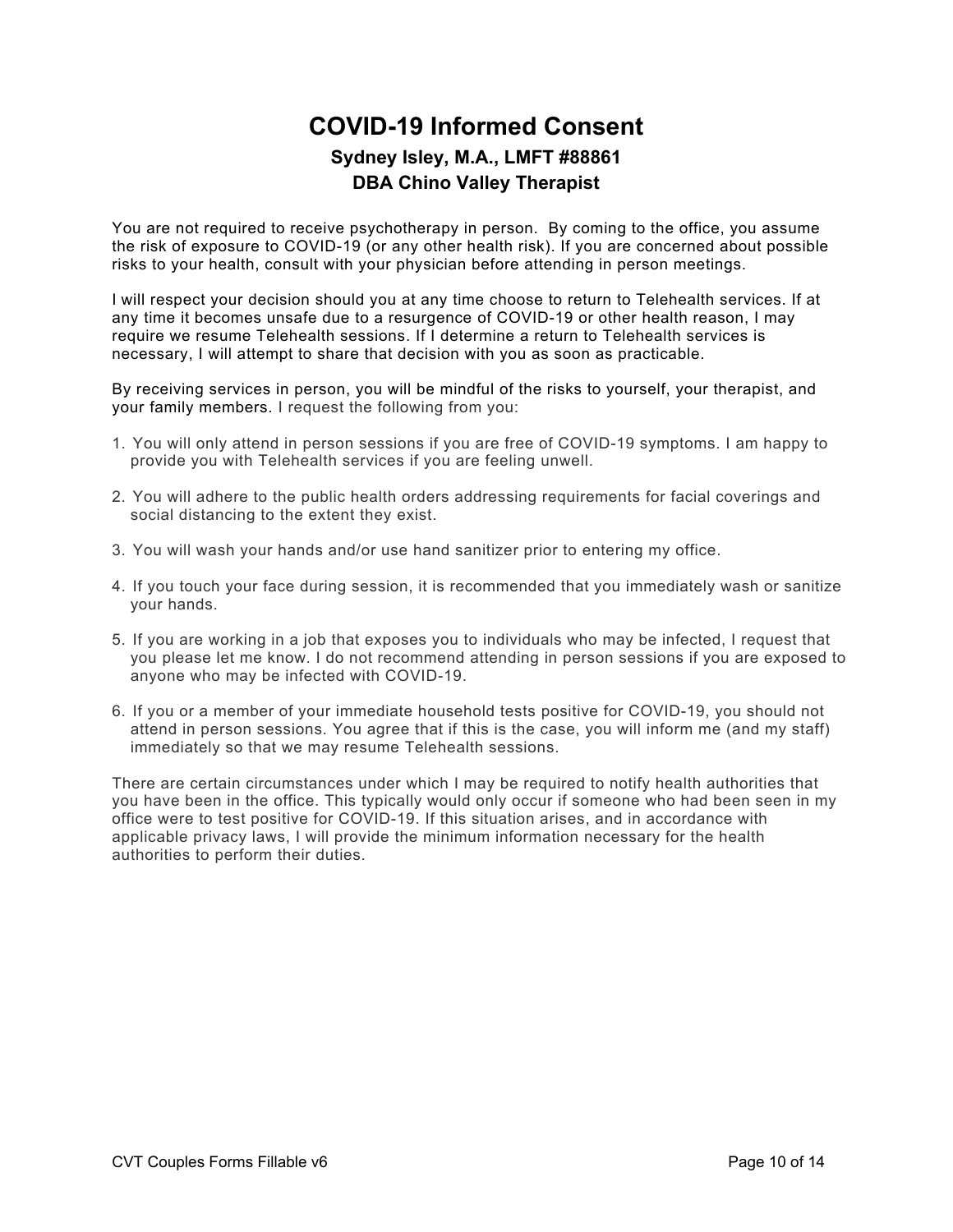# COVID-19 Informed Consent

### Sydney Isley, M.A., LMFT #88861
### DBA Chino Valley Therapist

You are not required to receive psychotherapy in person. By coming to the office, you assume the risk of exposure to COVID-19 (or any other health risk). If you are concerned about possible risks to your health, consult with your physician before attending in person meetings.

I will respect your decision should you at any time choose to return to Telehealth services. If at any time it becomes unsafe due to a resurgence of COVID-19 or other health reason, I may require we resume Telehealth sessions. If I determine a return to Telehealth services is necessary, I will attempt to share that decision with you as soon as practicable.

By receiving services in person, you will be mindful of the risks to yourself, your therapist, and your family members. I request the following from you:

1. You will only attend in person sessions if you are free of COVID-19 symptoms. I am happy to provide you with Telehealth services if you are feeling unwell.
2. You will adhere to the public health orders addressing requirements for facial coverings and social distancing to the extent they exist.
3. You will wash your hands and/or use hand sanitizer prior to entering my office.
4. If you touch your face during session, it is recommended that you immediately wash or sanitize your hands.
5. If you are working in a job that exposes you to individuals who may be infected, I request that you please let me know. I do not recommend attending in person sessions if you are exposed to anyone who may be infected with COVID-19.
6. If you or a member of your immediate household tests positive for COVID-19, you should not attend in person sessions. You agree that if this is the case, you will inform me (and my staff) immediately so that we may resume Telehealth sessions.

There are certain circumstances under which I may be required to notify health authorities that you have been in the office. This typically would only occur if someone who had been seen in my office were to test positive for COVID-19. If this situation arises, and in accordance with applicable privacy laws, I will provide the minimum information necessary for the health authorities to perform their duties.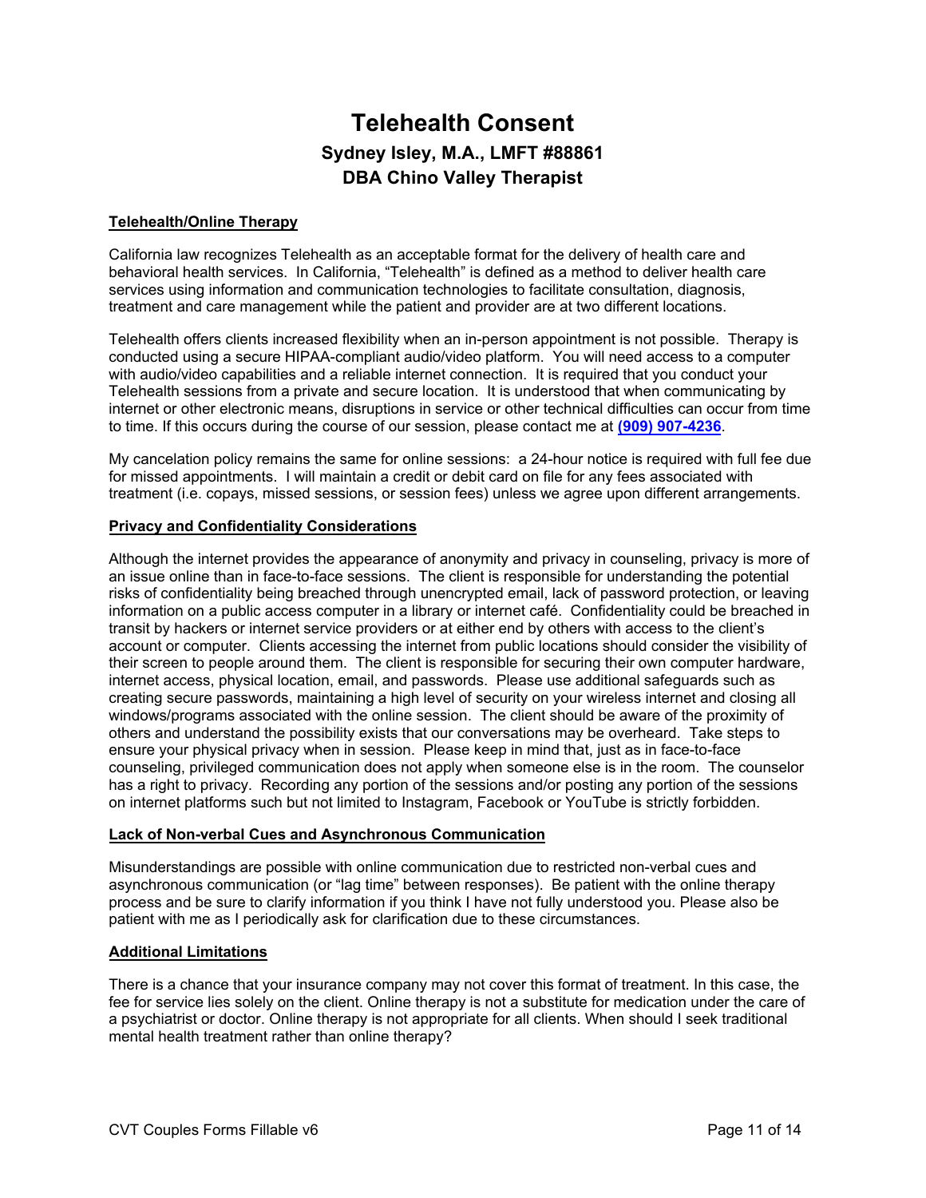# Telehealth Consent

## Sydney Isley, M.A., LMFT #88861
## DBA Chino Valley Therapist

**Telehealth/Online Therapy**

California law recognizes Telehealth as an acceptable format for the delivery of health care and behavioral health services. In California, "Telehealth" is defined as a method to deliver health care services using information and communication technologies to facilitate consultation, diagnosis, treatment and care management while the patient and provider are at two different locations.

Telehealth offers clients increased flexibility when an in-person appointment is not possible. Therapy is conducted using a secure HIPAA-compliant audio/video platform. You will need access to a computer with audio/video capabilities and a reliable internet connection. It is required that you conduct your Telehealth sessions from a private and secure location. It is understood that when communicating by internet or other electronic means, disruptions in service or other technical difficulties can occur from time to time. If this occurs during the course of our session, please contact me at **(909) 907-4236**.

My cancelation policy remains the same for online sessions: a 24-hour notice is required with full fee due for missed appointments. I will maintain a credit or debit card on file for any fees associated with treatment (i.e. copays, missed sessions, or session fees) unless we agree upon different arrangements.

**Privacy and Confidentiality Considerations**

Although the internet provides the appearance of anonymity and privacy in counseling, privacy is more of an issue online than in face-to-face sessions. The client is responsible for understanding the potential risks of confidentiality being breached through unencrypted email, lack of password protection, or leaving information on a public access computer in a library or internet café. Confidentiality could be breached in transit by hackers or internet service providers or at either end by others with access to the client's account or computer. Clients accessing the internet from public locations should consider the visibility of their screen to people around them. The client is responsible for securing their own computer hardware, internet access, physical location, email, and passwords. Please use additional safeguards such as creating secure passwords, maintaining a high level of security on your wireless internet and closing all windows/programs associated with the online session. The client should be aware of the proximity of others and understand the possibility exists that our conversations may be overheard. Take steps to ensure your physical privacy when in session. Please keep in mind that, just as in face-to-face counseling, privileged communication does not apply when someone else is in the room. The counselor has a right to privacy. Recording any portion of the sessions and/or posting any portion of the sessions on internet platforms such but not limited to Instagram, Facebook or YouTube is strictly forbidden.

**Lack of Non-verbal Cues and Asynchronous Communication**

Misunderstandings are possible with online communication due to restricted non-verbal cues and asynchronous communication (or "lag time" between responses). Be patient with the online therapy process and be sure to clarify information if you think I have not fully understood you. Please also be patient with me as I periodically ask for clarification due to these circumstances.

**Additional Limitations**

There is a chance that your insurance company may not cover this format of treatment. In this case, the fee for service lies solely on the client. Online therapy is not a substitute for medication under the care of a psychiatrist or doctor. Online therapy is not appropriate for all clients. When should I seek traditional mental health treatment rather than online therapy?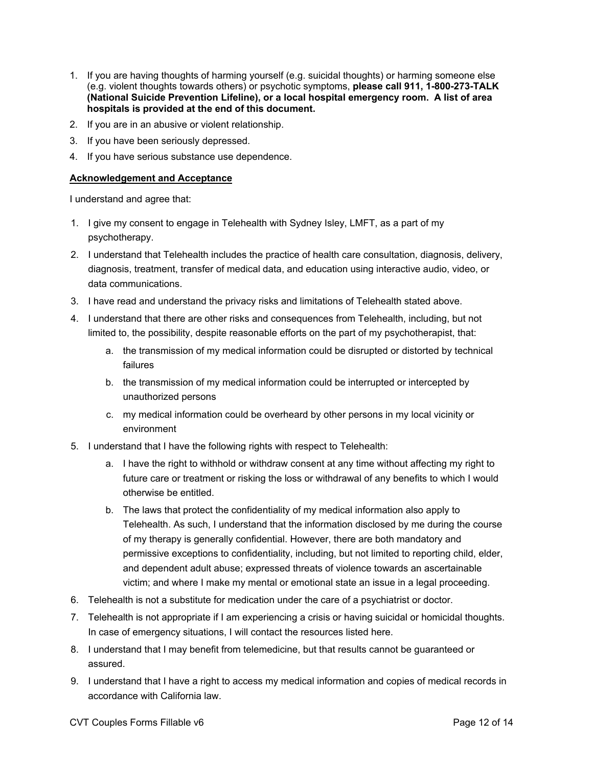1. If you are having thoughts of harming yourself (e.g. suicidal thoughts) or harming someone else (e.g. violent thoughts towards others) or psychotic symptoms, **please call 911, 1-800-273-TALK (National Suicide Prevention Lifeline), or a local hospital emergency room. A list of area hospitals is provided at the end of this document.**
2. If you are in an abusive or violent relationship.
3. If you have been seriously depressed.
4. If you have serious substance use dependence.

**Acknowledgement and Acceptance**

I understand and agree that:

1. I give my consent to engage in Telehealth with Sydney Isley, LMFT, as a part of my psychotherapy.
2. I understand that Telehealth includes the practice of health care consultation, diagnosis, delivery, diagnosis, treatment, transfer of medical data, and education using interactive audio, video, or data communications.
3. I have read and understand the privacy risks and limitations of Telehealth stated above.
4. I understand that there are other risks and consequences from Telehealth, including, but not limited to, the possibility, despite reasonable efforts on the part of my psychotherapist, that:
    a. the transmission of my medical information could be disrupted or distorted by technical failures
    b. the transmission of my medical information could be interrupted or intercepted by unauthorized persons
    c. my medical information could be overheard by other persons in my local vicinity or environment
5. I understand that I have the following rights with respect to Telehealth:
    a. I have the right to withhold or withdraw consent at any time without affecting my right to future care or treatment or risking the loss or withdrawal of any benefits to which I would otherwise be entitled.
    b. The laws that protect the confidentiality of my medical information also apply to Telehealth. As such, I understand that the information disclosed by me during the course of my therapy is generally confidential. However, there are both mandatory and permissive exceptions to confidentiality, including, but not limited to reporting child, elder, and dependent adult abuse; expressed threats of violence towards an ascertainable victim; and where I make my mental or emotional state an issue in a legal proceeding.
6. Telehealth is not a substitute for medication under the care of a psychiatrist or doctor.
7. Telehealth is not appropriate if I am experiencing a crisis or having suicidal or homicidal thoughts. In case of emergency situations, I will contact the resources listed here.
8. I understand that I may benefit from telemedicine, but that results cannot be guaranteed or assured.
9. I understand that I have a right to access my medical information and copies of medical records in accordance with California law.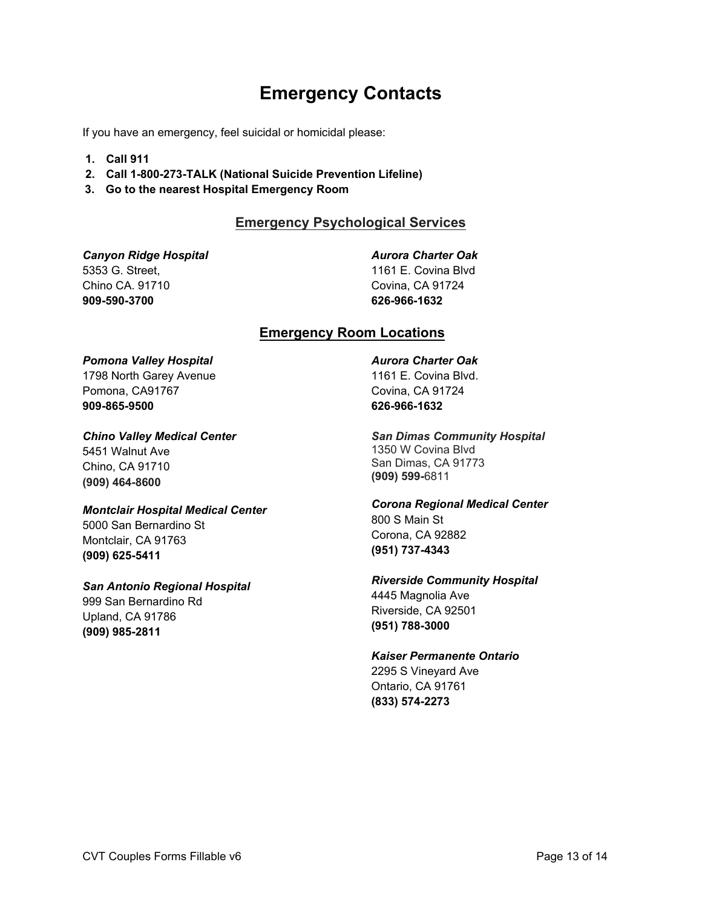# Emergency Contacts

If you have an emergency, feel suicidal or homicidal please:

1. **Call 911**
2. **Call 1-800-273-TALK (National Suicide Prevention Lifeline)**
3. **Go to the nearest Hospital Emergency Room**

## Emergency Psychological Services

***Canyon Ridge Hospital***
5353 G. Street,
Chino CA. 91710
**909-590-3700**

***Aurora Charter Oak***
1161 E. Covina Blvd
Covina, CA 91724
**626-966-1632**

## Emergency Room Locations

***Pomona Valley Hospital***
1798 North Garey Avenue
Pomona, CA91767
**909-865-9500**

***Chino Valley Medical Center***
5451 Walnut Ave
Chino, CA 91710
**(909) 464-8600**

***Montclair Hospital Medical Center***
5000 San Bernardino St
Montclair, CA 91763
**(909) 625-5411**

***San Antonio Regional Hospital***
999 San Bernardino Rd
Upland, CA 91786
**(909) 985-2811**

***Aurora Charter Oak***
1161 E. Covina Blvd.
Covina, CA 91724
**626-966-1632**

***San Dimas Community Hospital***
1350 W Covina Blvd
San Dimas, CA 91773
**(909) 599-**6811

***Corona Regional Medical Center***
800 S Main St
Corona, CA 92882
**(951) 737-4343**

***Riverside Community Hospital***
4445 Magnolia Ave
Riverside, CA 92501
**(951) 788-3000**

***Kaiser Permanente Ontario***
2295 S Vineyard Ave
Ontario, CA 91761
**(833) 574-2273**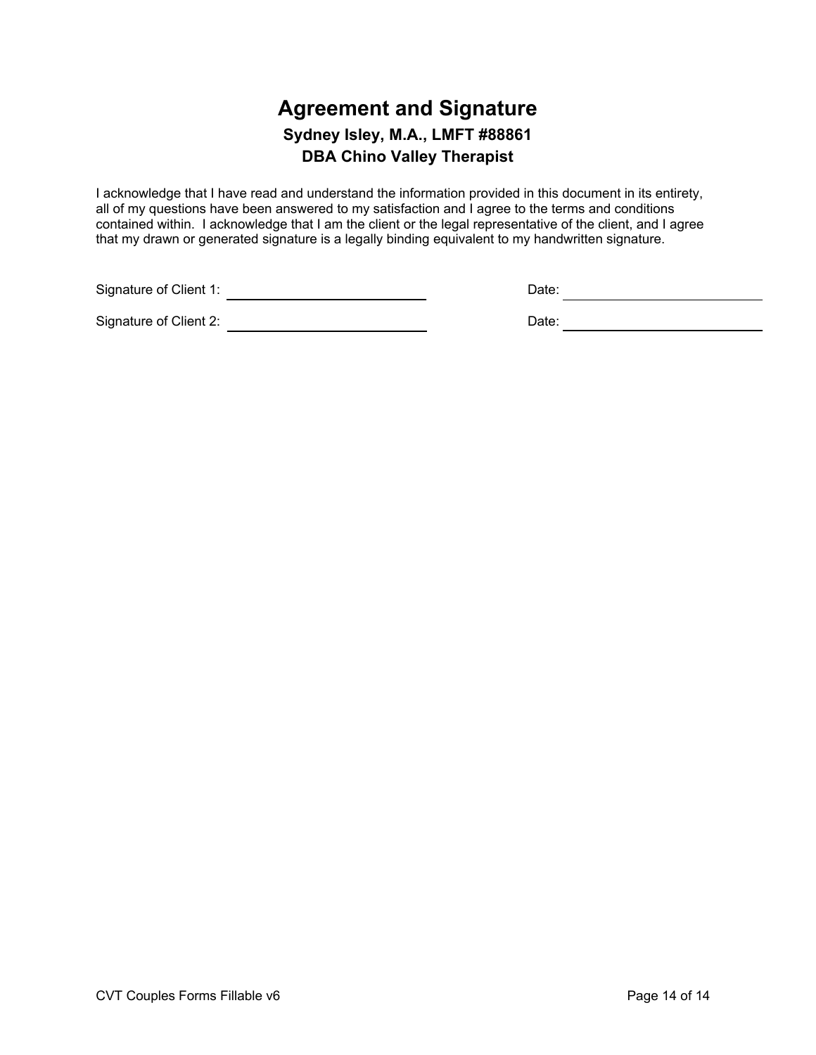# Agreement and Signature

### Sydney Isley, M.A., LMFT #88861
### DBA Chino Valley Therapist

I acknowledge that I have read and understand the information provided in this document in its entirety, all of my questions have been answered to my satisfaction and I agree to the terms and conditions contained within. I acknowledge that I am the client or the legal representative of the client, and I agree that my drawn or generated signature is a legally binding equivalent to my handwritten signature.

Signature of Client 1: ______________________ Date: ______________________

Signature of Client 2: ______________________ Date: ______________________